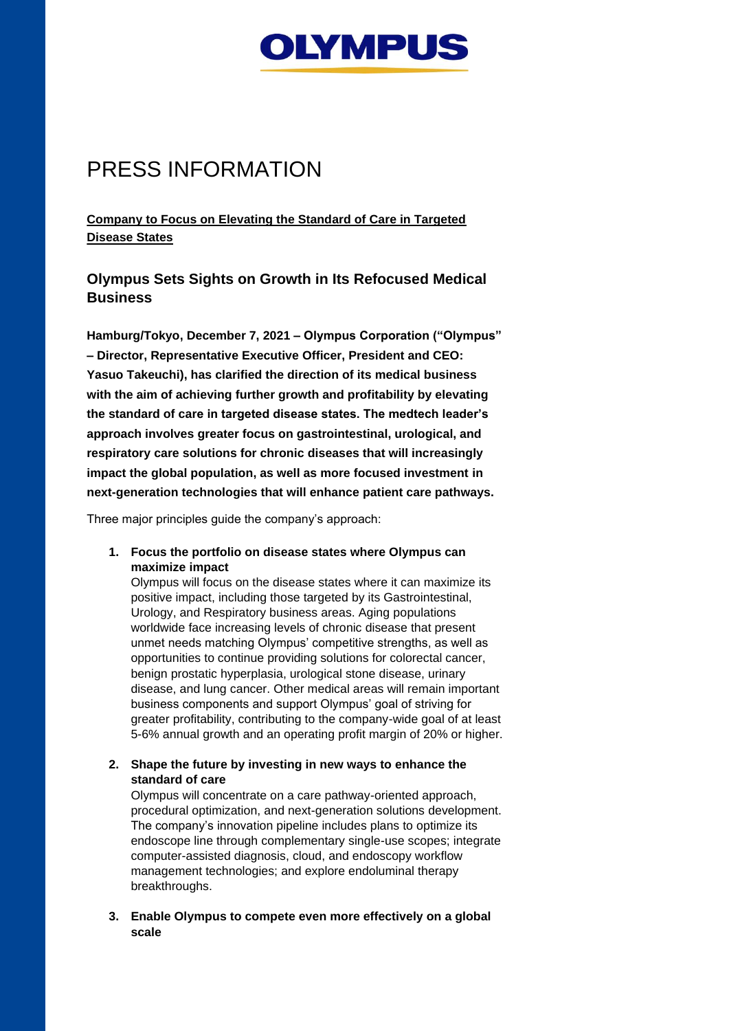OLYMPUS

# PRESS INFORMATION

**Company to Focus on Elevating the Standard of Care in Targeted Disease States**

## Olympus Sets Sights on Growth in Its Refocused Medical Business

**Hamburg/Tokyo, December 7, 2021 – Olympus Corporation ("Olympus" – Director, Representative Executive Officer, President and CEO: Yasuo Takeuchi), has clarified the direction of its medical business with the aim of achieving further growth and profitability by elevating the standard of care in targeted disease states. The medtech leader's approach involves greater focus on gastrointestinal, urological, and respiratory care solutions for chronic diseases that will increasingly impact the global population, as well as more focused investment in next-generation technologies that will enhance patient care pathways.**

Three major principles guide the company's approach:

1. **Focus the portfolio on disease states where Olympus can maximize impact**
   Olympus will focus on the disease states where it can maximize its positive impact, including those targeted by its Gastrointestinal, Urology, and Respiratory business areas. Aging populations worldwide face increasing levels of chronic disease that present unmet needs matching Olympus' competitive strengths, as well as opportunities to continue providing solutions for colorectal cancer, benign prostatic hyperplasia, urological stone disease, urinary disease, and lung cancer. Other medical areas will remain important business components and support Olympus' goal of striving for greater profitability, contributing to the company-wide goal of at least 5-6% annual growth and an operating profit margin of 20% or higher.

2. **Shape the future by investing in new ways to enhance the standard of care**
   Olympus will concentrate on a care pathway-oriented approach, procedural optimization, and next-generation solutions development. The company's innovation pipeline includes plans to optimize its endoscope line through complementary single-use scopes; integrate computer-assisted diagnosis, cloud, and endoscopy workflow management technologies; and explore endoluminal therapy breakthroughs.

3. **Enable Olympus to compete even more effectively on a global scale**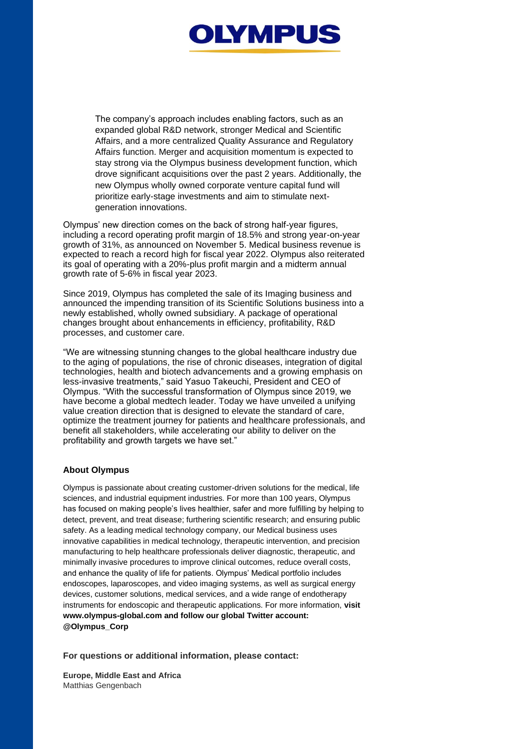The company's approach includes enabling factors, such as an expanded global R&D network, stronger Medical and Scientific Affairs, and a more centralized Quality Assurance and Regulatory Affairs function. Merger and acquisition momentum is expected to stay strong via the Olympus business development function, which drove significant acquisitions over the past 2 years. Additionally, the new Olympus wholly owned corporate venture capital fund will prioritize early-stage investments and aim to stimulate next-generation innovations.

Olympus' new direction comes on the back of strong half-year figures, including a record operating profit margin of 18.5% and strong year-on-year growth of 31%, as announced on November 5. Medical business revenue is expected to reach a record high for fiscal year 2022. Olympus also reiterated its goal of operating with a 20%-plus profit margin and a midterm annual growth rate of 5-6% in fiscal year 2023.

Since 2019, Olympus has completed the sale of its Imaging business and announced the impending transition of its Scientific Solutions business into a newly established, wholly owned subsidiary. A package of operational changes brought about enhancements in efficiency, profitability, R&D processes, and customer care.

"We are witnessing stunning changes to the global healthcare industry due to the aging of populations, the rise of chronic diseases, integration of digital technologies, health and biotech advancements and a growing emphasis on less-invasive treatments," said Yasuo Takeuchi, President and CEO of Olympus. "With the successful transformation of Olympus since 2019, we have become a global medtech leader. Today we have unveiled a unifying value creation direction that is designed to elevate the standard of care, optimize the treatment journey for patients and healthcare professionals, and benefit all stakeholders, while accelerating our ability to deliver on the profitability and growth targets we have set."

**About Olympus**

Olympus is passionate about creating customer-driven solutions for the medical, life sciences, and industrial equipment industries. For more than 100 years, Olympus has focused on making people's lives healthier, safer and more fulfilling by helping to detect, prevent, and treat disease; furthering scientific research; and ensuring public safety. As a leading medical technology company, our Medical business uses innovative capabilities in medical technology, therapeutic intervention, and precision manufacturing to help healthcare professionals deliver diagnostic, therapeutic, and minimally invasive procedures to improve clinical outcomes, reduce overall costs, and enhance the quality of life for patients. Olympus' Medical portfolio includes endoscopes, laparoscopes, and video imaging systems, as well as surgical energy devices, customer solutions, medical services, and a wide range of endotherapy instruments for endoscopic and therapeutic applications. For more information, **visit www.olympus-global.com and follow our global Twitter account: @Olympus_Corp**

**For questions or additional information, please contact:**

**Europe, Middle East and Africa**
Matthias Gengenbach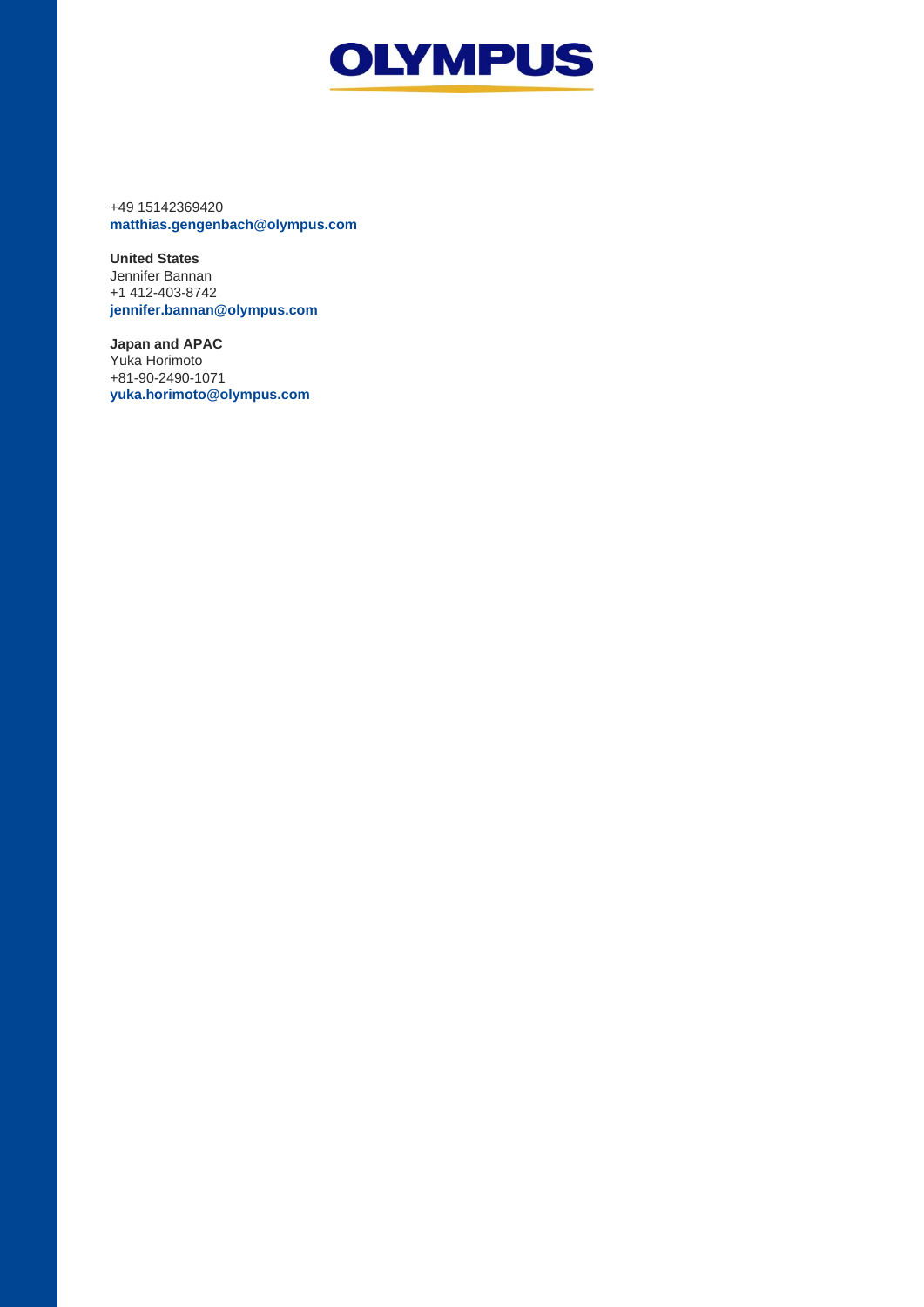+49 15142369420
**matthias.gengenbach@olympus.com**

**United States**
Jennifer Bannan
+1 412-403-8742
**jennifer.bannan@olympus.com**

**Japan and APAC**
Yuka Horimoto
+81-90-2490-1071
**yuka.horimoto@olympus.com**